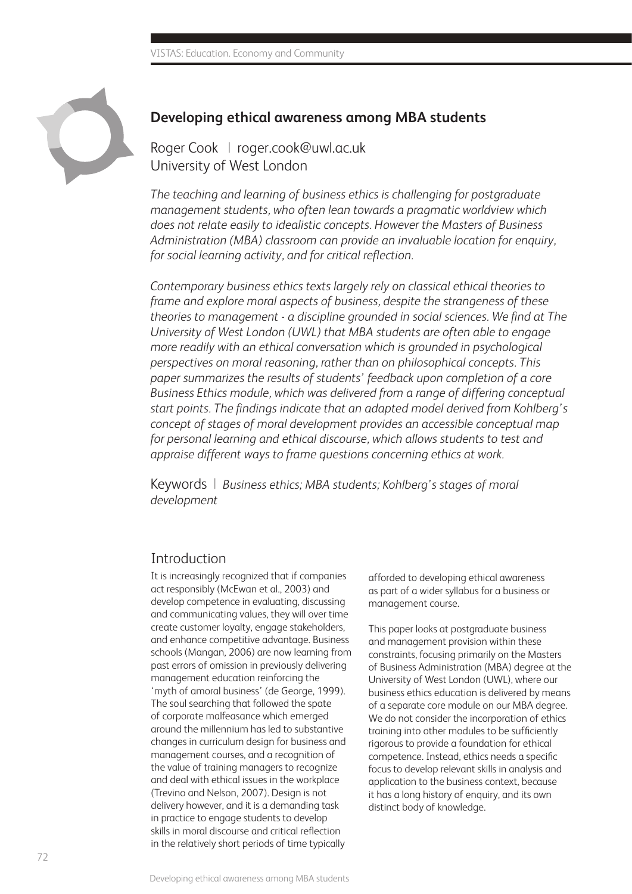# Developing ethical awareness among MBA students

Roger Cook | roger.cook@uwl.ac.uk
University of West London

*The teaching and learning of business ethics is challenging for postgraduate management students, who often lean towards a pragmatic worldview which does not relate easily to idealistic concepts. However the Masters of Business Administration (MBA) classroom can provide an invaluable location for enquiry, for social learning activity, and for critical reflection.*

*Contemporary business ethics texts largely rely on classical ethical theories to frame and explore moral aspects of business, despite the strangeness of these theories to management - a discipline grounded in social sciences. We find at The University of West London (UWL) that MBA students are often able to engage more readily with an ethical conversation which is grounded in psychological perspectives on moral reasoning, rather than on philosophical concepts. This paper summarizes the results of students' feedback upon completion of a core Business Ethics module, which was delivered from a range of differing conceptual start points. The findings indicate that an adapted model derived from Kohlberg's concept of stages of moral development provides an accessible conceptual map for personal learning and ethical discourse, which allows students to test and appraise different ways to frame questions concerning ethics at work.*

Keywords | *Business ethics; MBA students; Kohlberg's stages of moral development*

## Introduction

It is increasingly recognized that if companies act responsibly (McEwan et al., 2003) and develop competence in evaluating, discussing and communicating values, they will over time create customer loyalty, engage stakeholders, and enhance competitive advantage. Business schools (Mangan, 2006) are now learning from past errors of omission in previously delivering management education reinforcing the 'myth of amoral business' (de George, 1999). The soul searching that followed the spate of corporate malfeasance which emerged around the millennium has led to substantive changes in curriculum design for business and management courses, and a recognition of the value of training managers to recognize and deal with ethical issues in the workplace (Trevino and Nelson, 2007). Design is not delivery however, and it is a demanding task in practice to engage students to develop skills in moral discourse and critical reflection in the relatively short periods of time typically afforded to developing ethical awareness as part of a wider syllabus for a business or management course.

This paper looks at postgraduate business and management provision within these constraints, focusing primarily on the Masters of Business Administration (MBA) degree at the University of West London (UWL), where our business ethics education is delivered by means of a separate core module on our MBA degree. We do not consider the incorporation of ethics training into other modules to be sufficiently rigorous to provide a foundation for ethical competence. Instead, ethics needs a specific focus to develop relevant skills in analysis and application to the business context, because it has a long history of enquiry, and its own distinct body of knowledge.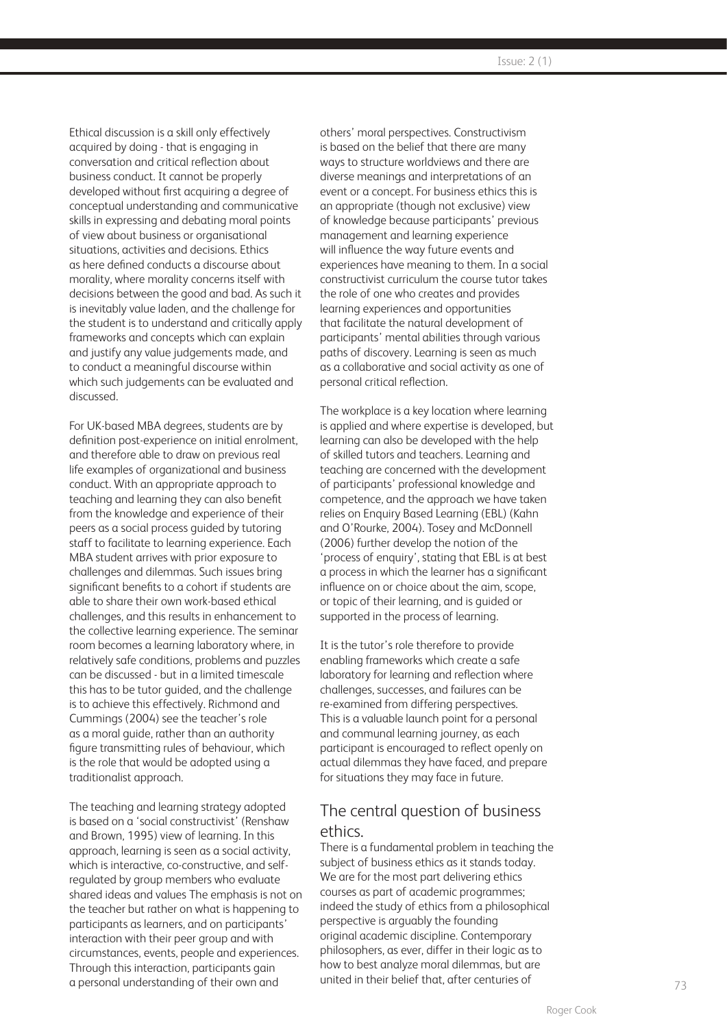Ethical discussion is a skill only effectively acquired by doing - that is engaging in conversation and critical reflection about business conduct. It cannot be properly developed without first acquiring a degree of conceptual understanding and communicative skills in expressing and debating moral points of view about business or organisational situations, activities and decisions. Ethics as here defined conducts a discourse about morality, where morality concerns itself with decisions between the good and bad. As such it is inevitably value laden, and the challenge for the student is to understand and critically apply frameworks and concepts which can explain and justify any value judgements made, and to conduct a meaningful discourse within which such judgements can be evaluated and discussed.

For UK-based MBA degrees, students are by definition post-experience on initial enrolment, and therefore able to draw on previous real life examples of organizational and business conduct. With an appropriate approach to teaching and learning they can also benefit from the knowledge and experience of their peers as a social process guided by tutoring staff to facilitate to learning experience. Each MBA student arrives with prior exposure to challenges and dilemmas. Such issues bring significant benefits to a cohort if students are able to share their own work-based ethical challenges, and this results in enhancement to the collective learning experience. The seminar room becomes a learning laboratory where, in relatively safe conditions, problems and puzzles can be discussed - but in a limited timescale this has to be tutor guided, and the challenge is to achieve this effectively. Richmond and Cummings (2004) see the teacher's role as a moral guide, rather than an authority figure transmitting rules of behaviour, which is the role that would be adopted using a traditionalist approach.

The teaching and learning strategy adopted is based on a 'social constructivist' (Renshaw and Brown, 1995) view of learning. In this approach, learning is seen as a social activity, which is interactive, co-constructive, and self-regulated by group members who evaluate shared ideas and values The emphasis is not on the teacher but rather on what is happening to participants as learners, and on participants' interaction with their peer group and with circumstances, events, people and experiences. Through this interaction, participants gain a personal understanding of their own and others' moral perspectives. Constructivism is based on the belief that there are many ways to structure worldviews and there are diverse meanings and interpretations of an event or a concept. For business ethics this is an appropriate (though not exclusive) view of knowledge because participants' previous management and learning experience will influence the way future events and experiences have meaning to them. In a social constructivist curriculum the course tutor takes the role of one who creates and provides learning experiences and opportunities that facilitate the natural development of participants' mental abilities through various paths of discovery. Learning is seen as much as a collaborative and social activity as one of personal critical reflection.

The workplace is a key location where learning is applied and where expertise is developed, but learning can also be developed with the help of skilled tutors and teachers. Learning and teaching are concerned with the development of participants' professional knowledge and competence, and the approach we have taken relies on Enquiry Based Learning (EBL) (Kahn and O'Rourke, 2004). Tosey and McDonnell (2006) further develop the notion of the 'process of enquiry', stating that EBL is at best a process in which the learner has a significant influence on or choice about the aim, scope, or topic of their learning, and is guided or supported in the process of learning.

It is the tutor's role therefore to provide enabling frameworks which create a safe laboratory for learning and reflection where challenges, successes, and failures can be re-examined from differing perspectives. This is a valuable launch point for a personal and communal learning journey, as each participant is encouraged to reflect openly on actual dilemmas they have faced, and prepare for situations they may face in future.

## The central question of business ethics.

There is a fundamental problem in teaching the subject of business ethics as it stands today. We are for the most part delivering ethics courses as part of academic programmes; indeed the study of ethics from a philosophical perspective is arguably the founding original academic discipline. Contemporary philosophers, as ever, differ in their logic as to how to best analyze moral dilemmas, but are united in their belief that, after centuries of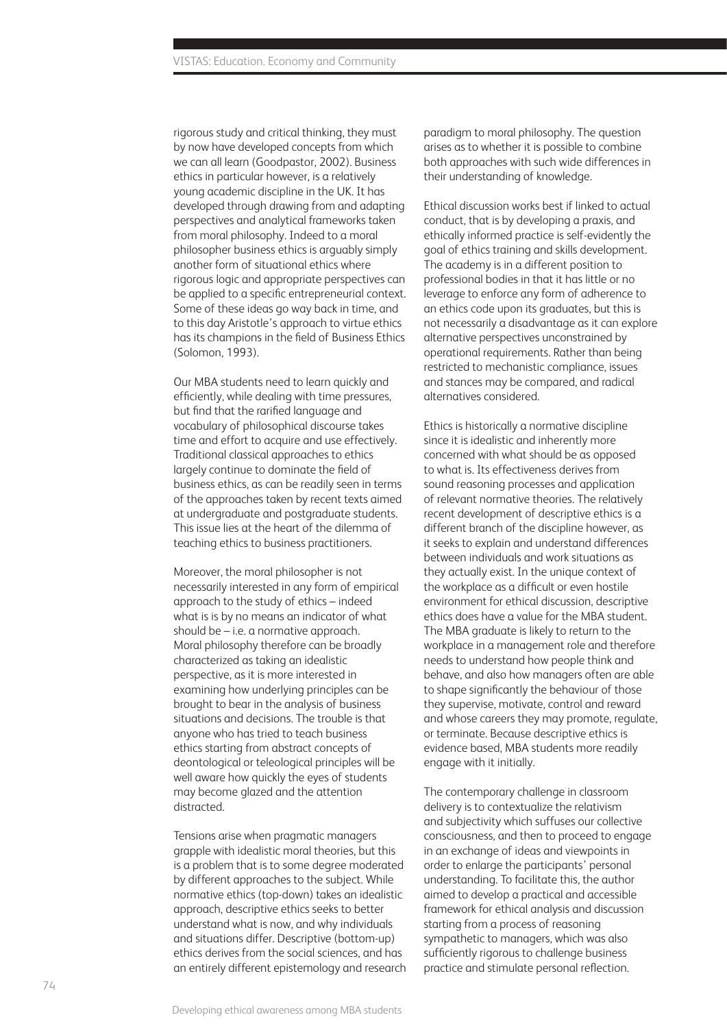rigorous study and critical thinking, they must by now have developed concepts from which we can all learn (Goodpastor, 2002). Business ethics in particular however, is a relatively young academic discipline in the UK. It has developed through drawing from and adapting perspectives and analytical frameworks taken from moral philosophy. Indeed to a moral philosopher business ethics is arguably simply another form of situational ethics where rigorous logic and appropriate perspectives can be applied to a specific entrepreneurial context. Some of these ideas go way back in time, and to this day Aristotle's approach to virtue ethics has its champions in the field of Business Ethics (Solomon, 1993).

Our MBA students need to learn quickly and efficiently, while dealing with time pressures, but find that the rarified language and vocabulary of philosophical discourse takes time and effort to acquire and use effectively. Traditional classical approaches to ethics largely continue to dominate the field of business ethics, as can be readily seen in terms of the approaches taken by recent texts aimed at undergraduate and postgraduate students. This issue lies at the heart of the dilemma of teaching ethics to business practitioners.

Moreover, the moral philosopher is not necessarily interested in any form of empirical approach to the study of ethics – indeed what is is by no means an indicator of what should be – i.e. a normative approach. Moral philosophy therefore can be broadly characterized as taking an idealistic perspective, as it is more interested in examining how underlying principles can be brought to bear in the analysis of business situations and decisions. The trouble is that anyone who has tried to teach business ethics starting from abstract concepts of deontological or teleological principles will be well aware how quickly the eyes of students may become glazed and the attention distracted.

Tensions arise when pragmatic managers grapple with idealistic moral theories, but this is a problem that is to some degree moderated by different approaches to the subject. While normative ethics (top-down) takes an idealistic approach, descriptive ethics seeks to better understand what is now, and why individuals and situations differ. Descriptive (bottom-up) ethics derives from the social sciences, and has an entirely different epistemology and research paradigm to moral philosophy. The question arises as to whether it is possible to combine both approaches with such wide differences in their understanding of knowledge.

Ethical discussion works best if linked to actual conduct, that is by developing a praxis, and ethically informed practice is self-evidently the goal of ethics training and skills development. The academy is in a different position to professional bodies in that it has little or no leverage to enforce any form of adherence to an ethics code upon its graduates, but this is not necessarily a disadvantage as it can explore alternative perspectives unconstrained by operational requirements. Rather than being restricted to mechanistic compliance, issues and stances may be compared, and radical alternatives considered.

Ethics is historically a normative discipline since it is idealistic and inherently more concerned with what should be as opposed to what is. Its effectiveness derives from sound reasoning processes and application of relevant normative theories. The relatively recent development of descriptive ethics is a different branch of the discipline however, as it seeks to explain and understand differences between individuals and work situations as they actually exist. In the unique context of the workplace as a difficult or even hostile environment for ethical discussion, descriptive ethics does have a value for the MBA student. The MBA graduate is likely to return to the workplace in a management role and therefore needs to understand how people think and behave, and also how managers often are able to shape significantly the behaviour of those they supervise, motivate, control and reward and whose careers they may promote, regulate, or terminate. Because descriptive ethics is evidence based, MBA students more readily engage with it initially.

The contemporary challenge in classroom delivery is to contextualize the relativism and subjectivity which suffuses our collective consciousness, and then to proceed to engage in an exchange of ideas and viewpoints in order to enlarge the participants' personal understanding. To facilitate this, the author aimed to develop a practical and accessible framework for ethical analysis and discussion starting from a process of reasoning sympathetic to managers, which was also sufficiently rigorous to challenge business practice and stimulate personal reflection.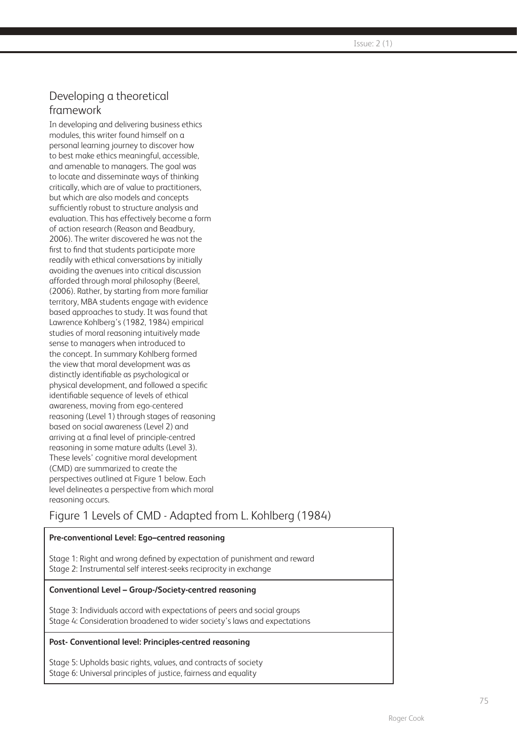## Developing a theoretical framework

In developing and delivering business ethics modules, this writer found himself on a personal learning journey to discover how to best make ethics meaningful, accessible, and amenable to managers. The goal was to locate and disseminate ways of thinking critically, which are of value to practitioners, but which are also models and concepts sufficiently robust to structure analysis and evaluation. This has effectively become a form of action research (Reason and Beadbury, 2006). The writer discovered he was not the first to find that students participate more readily with ethical conversations by initially avoiding the avenues into critical discussion afforded through moral philosophy (Beerel, (2006). Rather, by starting from more familiar territory, MBA students engage with evidence based approaches to study. It was found that Lawrence Kohlberg's (1982, 1984) empirical studies of moral reasoning intuitively made sense to managers when introduced to the concept. In summary Kohlberg formed the view that moral development was as distinctly identifiable as psychological or physical development, and followed a specific identifiable sequence of levels of ethical awareness, moving from ego-centered reasoning (Level 1) through stages of reasoning based on social awareness (Level 2) and arriving at a final level of principle-centred reasoning in some mature adults (Level 3). These levels' cognitive moral development (CMD) are summarized to create the perspectives outlined at Figure 1 below. Each level delineates a perspective from which moral reasoning occurs.

Figure 1 Levels of CMD - Adapted from L. Kohlberg (1984)

| |
|---|
| **Pre-conventional Level: Ego–centred reasoning** |
| Stage 1: Right and wrong defined by expectation of punishment and reward<br>Stage 2: Instrumental self interest-seeks reciprocity in exchange |
| **Conventional Level – Group-/Society-centred reasoning** |
| Stage 3: Individuals accord with expectations of peers and social groups<br>Stage 4: Consideration broadened to wider society's laws and expectations |
| **Post- Conventional level: Principles-centred reasoning** |
| Stage 5: Upholds basic rights, values, and contracts of society<br>Stage 6: Universal principles of justice, fairness and equality |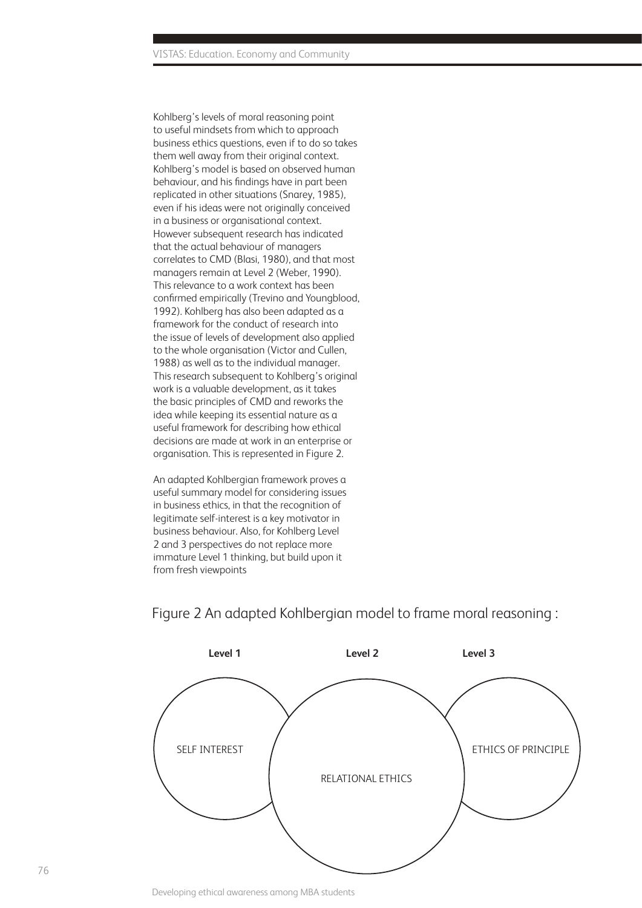Kohlberg's levels of moral reasoning point to useful mindsets from which to approach business ethics questions, even if to do so takes them well away from their original context. Kohlberg's model is based on observed human behaviour, and his findings have in part been replicated in other situations (Snarey, 1985), even if his ideas were not originally conceived in a business or organisational context. However subsequent research has indicated that the actual behaviour of managers correlates to CMD (Blasi, 1980), and that most managers remain at Level 2 (Weber, 1990). This relevance to a work context has been confirmed empirically (Trevino and Youngblood, 1992). Kohlberg has also been adapted as a framework for the conduct of research into the issue of levels of development also applied to the whole organisation (Victor and Cullen, 1988) as well as to the individual manager. This research subsequent to Kohlberg's original work is a valuable development, as it takes the basic principles of CMD and reworks the idea while keeping its essential nature as a useful framework for describing how ethical decisions are made at work in an enterprise or organisation. This is represented in Figure 2.

An adapted Kohlbergian framework proves a useful summary model for considering issues in business ethics, in that the recognition of legitimate self-interest is a key motivator in business behaviour. Also, for Kohlberg Level 2 and 3 perspectives do not replace more immature Level 1 thinking, but build upon it from fresh viewpoints

Figure 2 An adapted Kohlbergian model to frame moral reasoning :

| Level 1 | Level 2 | Level 3 |
|---|---|---|
| SELF INTEREST | RELATIONAL ETHICS | ETHICS OF PRINCIPLE |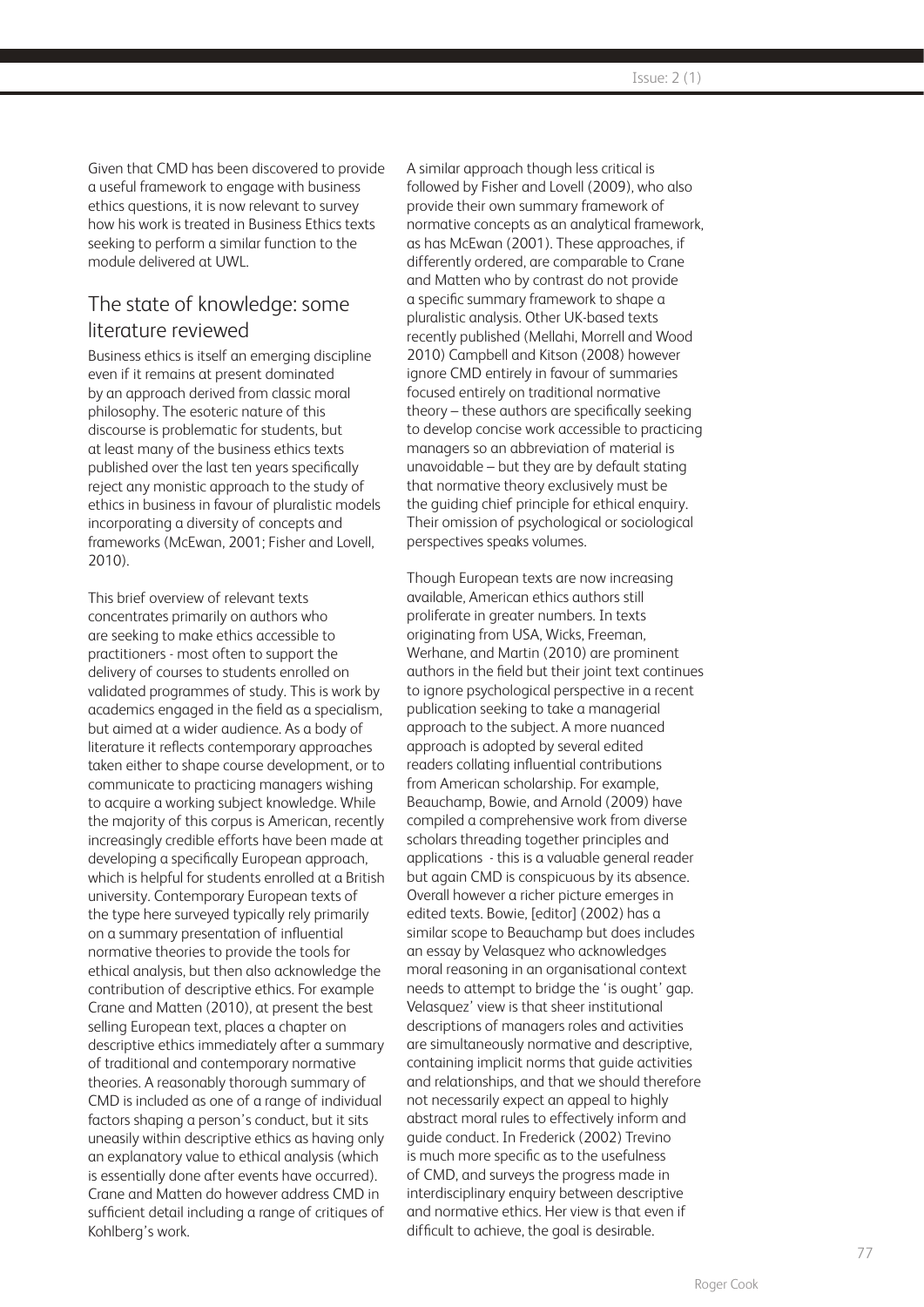Given that CMD has been discovered to provide a useful framework to engage with business ethics questions, it is now relevant to survey how his work is treated in Business Ethics texts seeking to perform a similar function to the module delivered at UWL.

## The state of knowledge: some literature reviewed

Business ethics is itself an emerging discipline even if it remains at present dominated by an approach derived from classic moral philosophy. The esoteric nature of this discourse is problematic for students, but at least many of the business ethics texts published over the last ten years specifically reject any monistic approach to the study of ethics in business in favour of pluralistic models incorporating a diversity of concepts and frameworks (McEwan, 2001; Fisher and Lovell, 2010).

This brief overview of relevant texts concentrates primarily on authors who are seeking to make ethics accessible to practitioners - most often to support the delivery of courses to students enrolled on validated programmes of study. This is work by academics engaged in the field as a specialism, but aimed at a wider audience. As a body of literature it reflects contemporary approaches taken either to shape course development, or to communicate to practicing managers wishing to acquire a working subject knowledge. While the majority of this corpus is American, recently increasingly credible efforts have been made at developing a specifically European approach, which is helpful for students enrolled at a British university. Contemporary European texts of the type here surveyed typically rely primarily on a summary presentation of influential normative theories to provide the tools for ethical analysis, but then also acknowledge the contribution of descriptive ethics. For example Crane and Matten (2010), at present the best selling European text, places a chapter on descriptive ethics immediately after a summary of traditional and contemporary normative theories. A reasonably thorough summary of CMD is included as one of a range of individual factors shaping a person's conduct, but it sits uneasily within descriptive ethics as having only an explanatory value to ethical analysis (which is essentially done after events have occurred). Crane and Matten do however address CMD in sufficient detail including a range of critiques of Kohlberg's work.

A similar approach though less critical is followed by Fisher and Lovell (2009), who also provide their own summary framework of normative concepts as an analytical framework, as has McEwan (2001). These approaches, if differently ordered, are comparable to Crane and Matten who by contrast do not provide a specific summary framework to shape a pluralistic analysis. Other UK-based texts recently published (Mellahi, Morrell and Wood 2010) Campbell and Kitson (2008) however ignore CMD entirely in favour of summaries focused entirely on traditional normative theory – these authors are specifically seeking to develop concise work accessible to practicing managers so an abbreviation of material is unavoidable – but they are by default stating that normative theory exclusively must be the guiding chief principle for ethical enquiry. Their omission of psychological or sociological perspectives speaks volumes.

Though European texts are now increasing available, American ethics authors still proliferate in greater numbers. In texts originating from USA, Wicks, Freeman, Werhane, and Martin (2010) are prominent authors in the field but their joint text continues to ignore psychological perspective in a recent publication seeking to take a managerial approach to the subject. A more nuanced approach is adopted by several edited readers collating influential contributions from American scholarship. For example, Beauchamp, Bowie, and Arnold (2009) have compiled a comprehensive work from diverse scholars threading together principles and applications - this is a valuable general reader but again CMD is conspicuous by its absence. Overall however a richer picture emerges in edited texts. Bowie, [editor] (2002) has a similar scope to Beauchamp but does includes an essay by Velasquez who acknowledges moral reasoning in an organisational context needs to attempt to bridge the 'is ought' gap. Velasquez' view is that sheer institutional descriptions of managers roles and activities are simultaneously normative and descriptive, containing implicit norms that guide activities and relationships, and that we should therefore not necessarily expect an appeal to highly abstract moral rules to effectively inform and guide conduct. In Frederick (2002) Trevino is much more specific as to the usefulness of CMD, and surveys the progress made in interdisciplinary enquiry between descriptive and normative ethics. Her view is that even if difficult to achieve, the goal is desirable.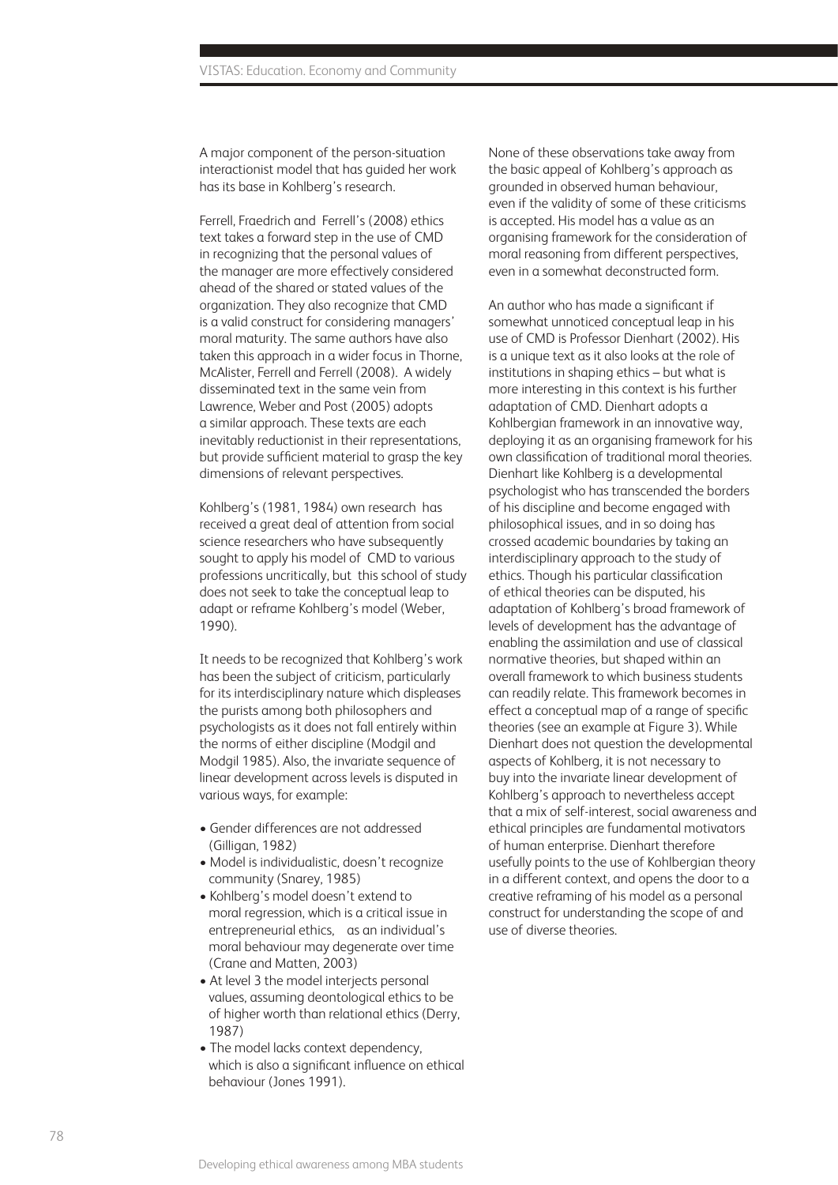A major component of the person-situation interactionist model that has guided her work has its base in Kohlberg's research.

Ferrell, Fraedrich and Ferrell's (2008) ethics text takes a forward step in the use of CMD in recognizing that the personal values of the manager are more effectively considered ahead of the shared or stated values of the organization. They also recognize that CMD is a valid construct for considering managers' moral maturity. The same authors have also taken this approach in a wider focus in Thorne, McAlister, Ferrell and Ferrell (2008). A widely disseminated text in the same vein from Lawrence, Weber and Post (2005) adopts a similar approach. These texts are each inevitably reductionist in their representations, but provide sufficient material to grasp the key dimensions of relevant perspectives.

Kohlberg's (1981, 1984) own research has received a great deal of attention from social science researchers who have subsequently sought to apply his model of CMD to various professions uncritically, but this school of study does not seek to take the conceptual leap to adapt or reframe Kohlberg's model (Weber, 1990).

It needs to be recognized that Kohlberg's work has been the subject of criticism, particularly for its interdisciplinary nature which displeases the purists among both philosophers and psychologists as it does not fall entirely within the norms of either discipline (Modgil and Modgil 1985). Also, the invariate sequence of linear development across levels is disputed in various ways, for example:

- Gender differences are not addressed (Gilligan, 1982)
- Model is individualistic, doesn't recognize community (Snarey, 1985)
- Kohlberg's model doesn't extend to moral regression, which is a critical issue in entrepreneurial ethics, as an individual's moral behaviour may degenerate over time (Crane and Matten, 2003)
- At level 3 the model interjects personal values, assuming deontological ethics to be of higher worth than relational ethics (Derry, 1987)
- The model lacks context dependency, which is also a significant influence on ethical behaviour (Jones 1991).

None of these observations take away from the basic appeal of Kohlberg's approach as grounded in observed human behaviour, even if the validity of some of these criticisms is accepted. His model has a value as an organising framework for the consideration of moral reasoning from different perspectives, even in a somewhat deconstructed form.

An author who has made a significant if somewhat unnoticed conceptual leap in his use of CMD is Professor Dienhart (2002). His is a unique text as it also looks at the role of institutions in shaping ethics – but what is more interesting in this context is his further adaptation of CMD. Dienhart adopts a Kohlbergian framework in an innovative way, deploying it as an organising framework for his own classification of traditional moral theories. Dienhart like Kohlberg is a developmental psychologist who has transcended the borders of his discipline and become engaged with philosophical issues, and in so doing has crossed academic boundaries by taking an interdisciplinary approach to the study of ethics. Though his particular classification of ethical theories can be disputed, his adaptation of Kohlberg's broad framework of levels of development has the advantage of enabling the assimilation and use of classical normative theories, but shaped within an overall framework to which business students can readily relate. This framework becomes in effect a conceptual map of a range of specific theories (see an example at Figure 3). While Dienhart does not question the developmental aspects of Kohlberg, it is not necessary to buy into the invariate linear development of Kohlberg's approach to nevertheless accept that a mix of self-interest, social awareness and ethical principles are fundamental motivators of human enterprise. Dienhart therefore usefully points to the use of Kohlbergian theory in a different context, and opens the door to a creative reframing of his model as a personal construct for understanding the scope of and use of diverse theories.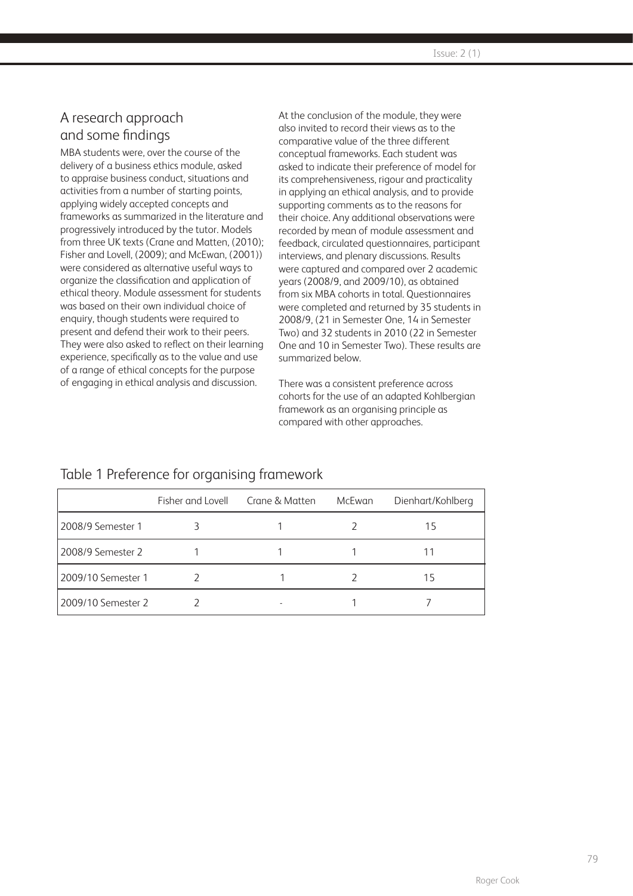## A research approach and some findings

MBA students were, over the course of the delivery of a business ethics module, asked to appraise business conduct, situations and activities from a number of starting points, applying widely accepted concepts and frameworks as summarized in the literature and progressively introduced by the tutor. Models from three UK texts (Crane and Matten, (2010); Fisher and Lovell, (2009); and McEwan, (2001)) were considered as alternative useful ways to organize the classification and application of ethical theory. Module assessment for students was based on their own individual choice of enquiry, though students were required to present and defend their work to their peers. They were also asked to reflect on their learning experience, specifically as to the value and use of a range of ethical concepts for the purpose of engaging in ethical analysis and discussion.

At the conclusion of the module, they were also invited to record their views as to the comparative value of the three different conceptual frameworks. Each student was asked to indicate their preference of model for its comprehensiveness, rigour and practicality in applying an ethical analysis, and to provide supporting comments as to the reasons for their choice. Any additional observations were recorded by mean of module assessment and feedback, circulated questionnaires, participant interviews, and plenary discussions. Results were captured and compared over 2 academic years (2008/9, and 2009/10), as obtained from six MBA cohorts in total. Questionnaires were completed and returned by 35 students in 2008/9, (21 in Semester One, 14 in Semester Two) and 32 students in 2010 (22 in Semester One and 10 in Semester Two). These results are summarized below.

There was a consistent preference across cohorts for the use of an adapted Kohlbergian framework as an organising principle as compared with other approaches.

Table 1 Preference for organising framework

| | Fisher and Lovell | Crane & Matten | McEwan | Dienhart/Kohlberg |
|---|---|---|---|---|
| 2008/9 Semester 1 | 3 | 1 | 2 | 15 |
| 2008/9 Semester 2 | 1 | 1 | 1 | 11 |
| 2009/10 Semester 1 | 2 | 1 | 2 | 15 |
| 2009/10 Semester 2 | 2 | - | 1 | 7 |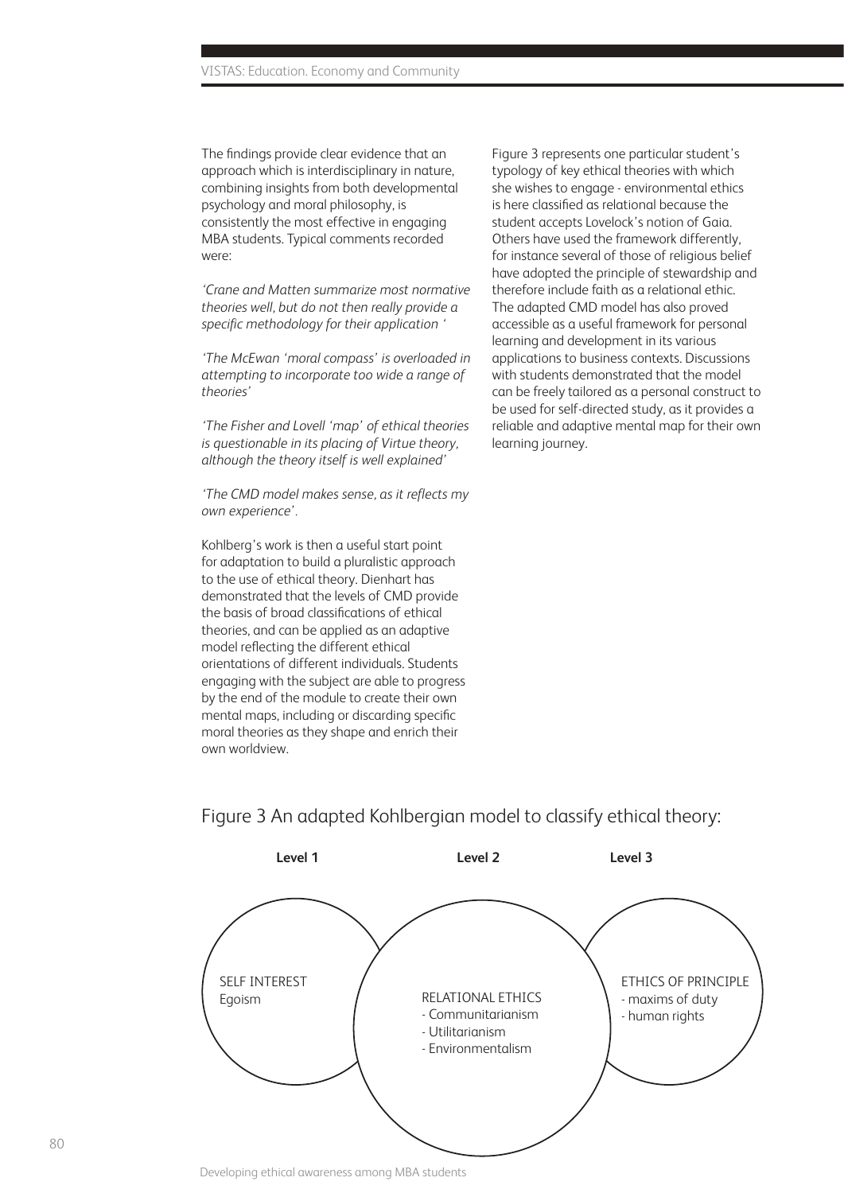The findings provide clear evidence that an approach which is interdisciplinary in nature, combining insights from both developmental psychology and moral philosophy, is consistently the most effective in engaging MBA students. Typical comments recorded were:

*'Crane and Matten summarize most normative theories well, but do not then really provide a specific methodology for their application '*

*'The McEwan 'moral compass' is overloaded in attempting to incorporate too wide a range of theories'*

*'The Fisher and Lovell 'map' of ethical theories is questionable in its placing of Virtue theory, although the theory itself is well explained'*

*'The CMD model makes sense, as it reflects my own experience'.*

Kohlberg's work is then a useful start point for adaptation to build a pluralistic approach to the use of ethical theory. Dienhart has demonstrated that the levels of CMD provide the basis of broad classifications of ethical theories, and can be applied as an adaptive model reflecting the different ethical orientations of different individuals. Students engaging with the subject are able to progress by the end of the module to create their own mental maps, including or discarding specific moral theories as they shape and enrich their own worldview.

Figure 3 represents one particular student's typology of key ethical theories with which she wishes to engage - environmental ethics is here classified as relational because the student accepts Lovelock's notion of Gaia. Others have used the framework differently, for instance several of those of religious belief have adopted the principle of stewardship and therefore include faith as a relational ethic. The adapted CMD model has also proved accessible as a useful framework for personal learning and development in its various applications to business contexts. Discussions with students demonstrated that the model can be freely tailored as a personal construct to be used for self-directed study, as it provides a reliable and adaptive mental map for their own learning journey.

## Figure 3 An adapted Kohlbergian model to classify ethical theory:

**Level 1**

SELF INTEREST
Egoism

**Level 2**

RELATIONAL ETHICS
- Communitarianism
- Utilitarianism
- Environmentalism

**Level 3**

ETHICS OF PRINCIPLE
- maxims of duty
- human rights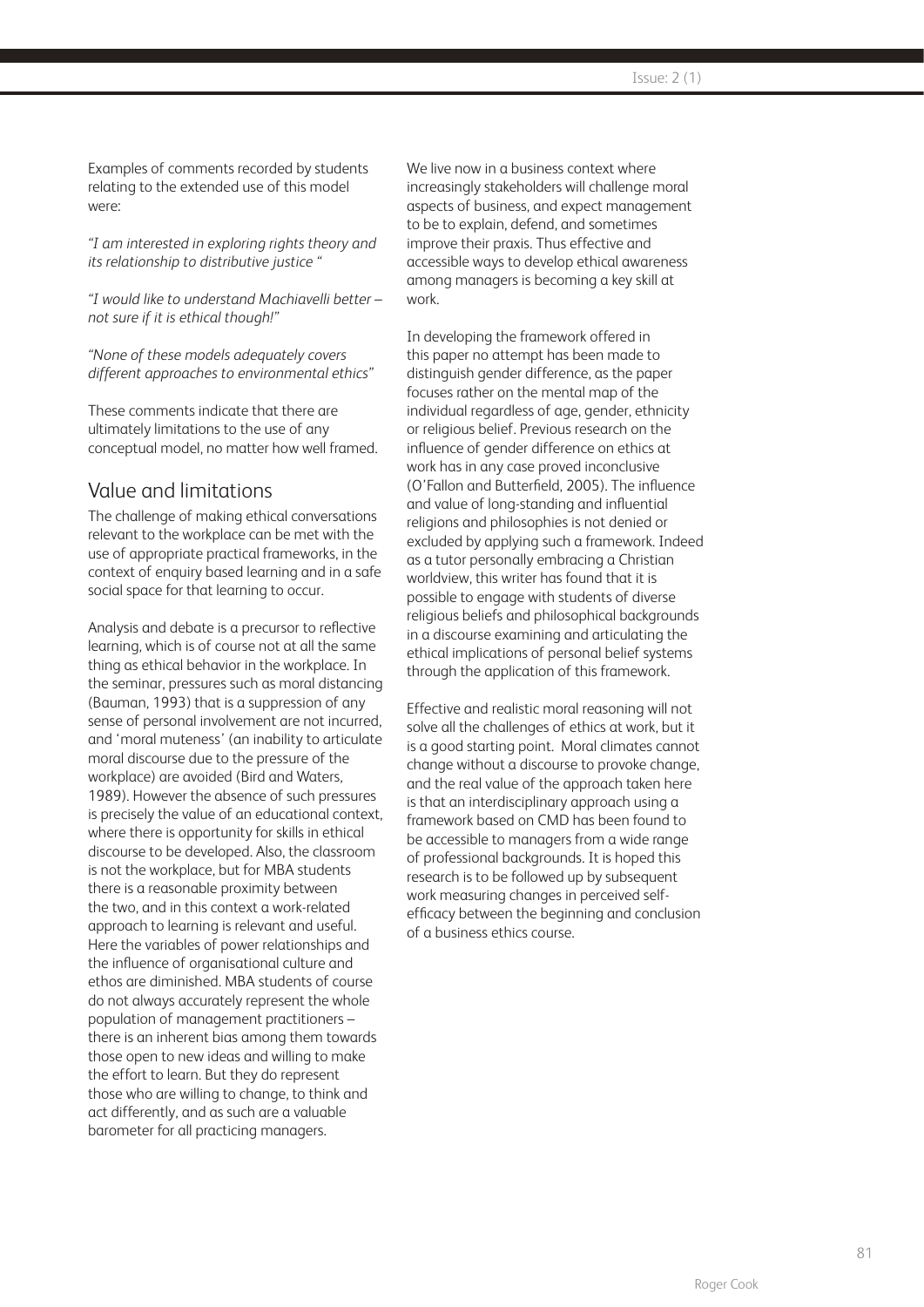Examples of comments recorded by students relating to the extended use of this model were:

*"I am interested in exploring rights theory and its relationship to distributive justice "*

*"I would like to understand Machiavelli better – not sure if it is ethical though!"*

*"None of these models adequately covers different approaches to environmental ethics"*

These comments indicate that there are ultimately limitations to the use of any conceptual model, no matter how well framed.

## Value and limitations

The challenge of making ethical conversations relevant to the workplace can be met with the use of appropriate practical frameworks, in the context of enquiry based learning and in a safe social space for that learning to occur.

Analysis and debate is a precursor to reflective learning, which is of course not at all the same thing as ethical behavior in the workplace. In the seminar, pressures such as moral distancing (Bauman, 1993) that is a suppression of any sense of personal involvement are not incurred, and 'moral muteness' (an inability to articulate moral discourse due to the pressure of the workplace) are avoided (Bird and Waters, 1989). However the absence of such pressures is precisely the value of an educational context, where there is opportunity for skills in ethical discourse to be developed. Also, the classroom is not the workplace, but for MBA students there is a reasonable proximity between the two, and in this context a work-related approach to learning is relevant and useful. Here the variables of power relationships and the influence of organisational culture and ethos are diminished. MBA students of course do not always accurately represent the whole population of management practitioners – there is an inherent bias among them towards those open to new ideas and willing to make the effort to learn. But they do represent those who are willing to change, to think and act differently, and as such are a valuable barometer for all practicing managers.

We live now in a business context where increasingly stakeholders will challenge moral aspects of business, and expect management to be to explain, defend, and sometimes improve their praxis. Thus effective and accessible ways to develop ethical awareness among managers is becoming a key skill at work.

In developing the framework offered in this paper no attempt has been made to distinguish gender difference, as the paper focuses rather on the mental map of the individual regardless of age, gender, ethnicity or religious belief. Previous research on the influence of gender difference on ethics at work has in any case proved inconclusive (O'Fallon and Butterfield, 2005). The influence and value of long-standing and influential religions and philosophies is not denied or excluded by applying such a framework. Indeed as a tutor personally embracing a Christian worldview, this writer has found that it is possible to engage with students of diverse religious beliefs and philosophical backgrounds in a discourse examining and articulating the ethical implications of personal belief systems through the application of this framework.

Effective and realistic moral reasoning will not solve all the challenges of ethics at work, but it is a good starting point. Moral climates cannot change without a discourse to provoke change, and the real value of the approach taken here is that an interdisciplinary approach using a framework based on CMD has been found to be accessible to managers from a wide range of professional backgrounds. It is hoped this research is to be followed up by subsequent work measuring changes in perceived self-efficacy between the beginning and conclusion of a business ethics course.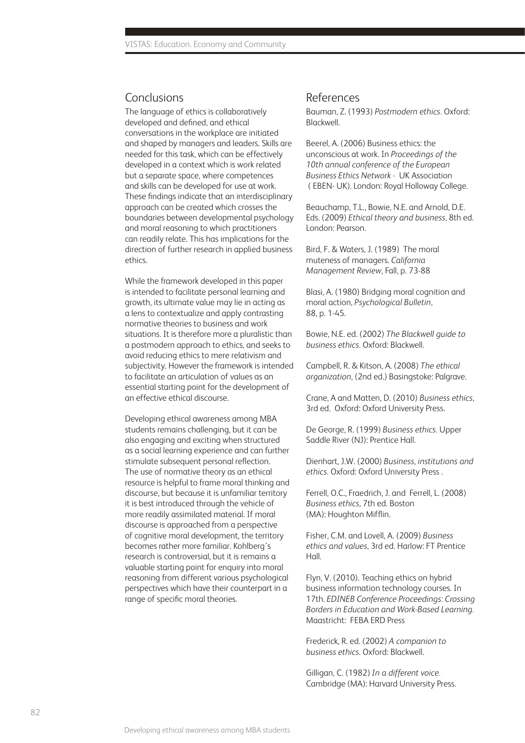## Conclusions

The language of ethics is collaboratively developed and defined, and ethical conversations in the workplace are initiated and shaped by managers and leaders. Skills are needed for this task, which can be effectively developed in a context which is work related but a separate space, where competences and skills can be developed for use at work. These findings indicate that an interdisciplinary approach can be created which crosses the boundaries between developmental psychology and moral reasoning to which practitioners can readily relate. This has implications for the direction of further research in applied business ethics.

While the framework developed in this paper is intended to facilitate personal learning and growth, its ultimate value may lie in acting as a lens to contextualize and apply contrasting normative theories to business and work situations. It is therefore more a pluralistic than a postmodern approach to ethics, and seeks to avoid reducing ethics to mere relativism and subjectivity. However the framework is intended to facilitate an articulation of values as an essential starting point for the development of an effective ethical discourse.

Developing ethical awareness among MBA students remains challenging, but it can be also engaging and exciting when structured as a social learning experience and can further stimulate subsequent personal reflection. The use of normative theory as an ethical resource is helpful to frame moral thinking and discourse, but because it is unfamiliar territory it is best introduced through the vehicle of more readily assimilated material. If moral discourse is approached from a perspective of cognitive moral development, the territory becomes rather more familiar. Kohlberg's research is controversial, but it is remains a valuable starting point for enquiry into moral reasoning from different various psychological perspectives which have their counterpart in a range of specific moral theories.

## References

Bauman, Z. (1993) *Postmodern ethics.* Oxford: Blackwell.

Beerel, A. (2006) Business ethics: the unconscious at work. In *Proceedings of the 10th annual conference of the European Business Ethics Network* - UK Association ( EBEN- UK). London: Royal Holloway College.

Beauchamp, T.L., Bowie, N.E. and Arnold, D.E. Eds. (2009) *Ethical theory and business*, 8th ed. London: Pearson.

Bird, F. & Waters, J. (1989) The moral muteness of managers. *California Management Review*, Fall, p. 73-88

Blasi, A. (1980) Bridging moral cognition and moral action, *Psychological Bulletin*, 88, p. 1-45.

Bowie, N.E. ed. (2002) *The Blackwell guide to business ethics.* Oxford: Blackwell.

Campbell, R. & Kitson, A. (2008) *The ethical organization*, (2nd ed.) Basingstoke: Palgrave.

Crane, A and Matten, D. (2010) *Business ethics*, 3rd ed. Oxford: Oxford University Press.

De George, R. (1999) *Business ethics.* Upper Saddle River (NJ): Prentice Hall.

Dienhart, J.W. (2000) *Business, institutions and ethics.* Oxford: Oxford University Press .

Ferrell, O.C., Fraedrich, J. and Ferrell, L. (2008) *Business ethics*, 7th ed. Boston (MA): Houghton Mifflin.

Fisher, C.M. and Lovell, A. (2009) *Business ethics and values*, 3rd ed. Harlow: FT Prentice Hall.

Flyn, V. (2010). Teaching ethics on hybrid business information technology courses. In 17th. *EDINEB Conference Proceedings: Crossing Borders in Education and Work-Based Learning.* Maastricht: FEBA ERD Press

Frederick, R. ed. (2002) *A companion to business ethics.* Oxford: Blackwell.

Gilligan, C. (1982) *In a different voice.* Cambridge (MA): Harvard University Press.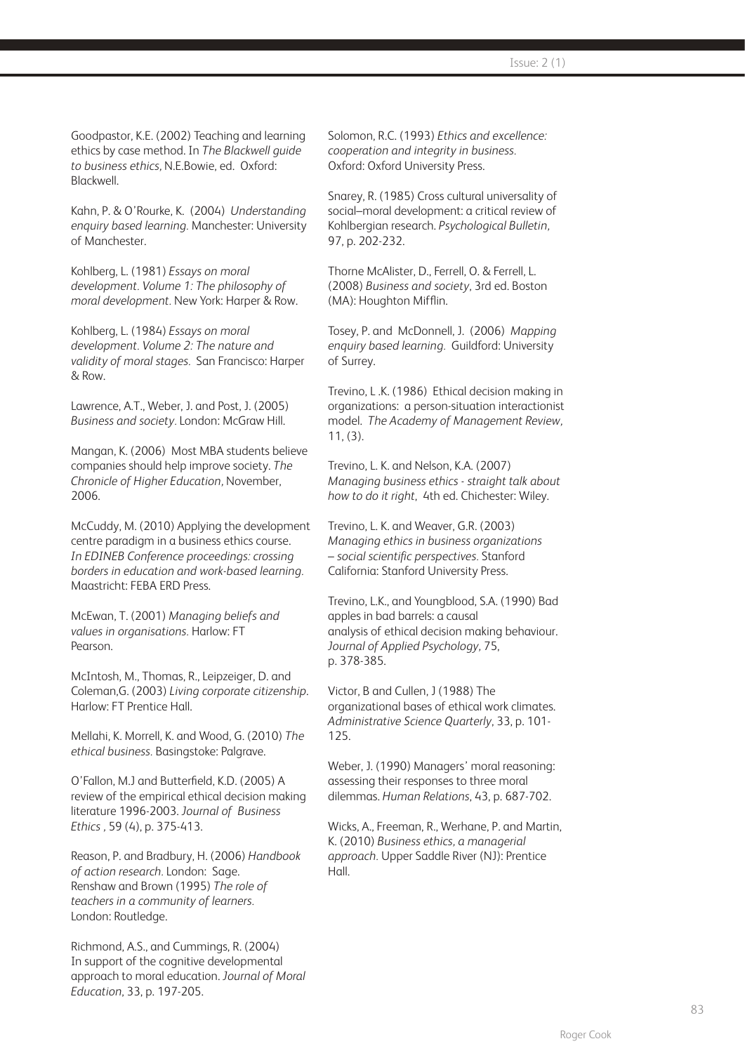Goodpastor, K.E. (2002) Teaching and learning ethics by case method. In *The Blackwell guide to business ethics*, N.E.Bowie, ed. Oxford: Blackwell.

Kahn, P. & O'Rourke, K. (2004) *Understanding enquiry based learning*. Manchester: University of Manchester.

Kohlberg, L. (1981) *Essays on moral development. Volume 1: The philosophy of moral development.* New York: Harper & Row.

Kohlberg, L. (1984) *Essays on moral development. Volume 2: The nature and validity of moral stages.* San Francisco: Harper & Row.

Lawrence, A.T., Weber, J. and Post, J. (2005) *Business and society*. London: McGraw Hill.

Mangan, K. (2006) Most MBA students believe companies should help improve society. *The Chronicle of Higher Education*, November, 2006.

McCuddy, M. (2010) Applying the development centre paradigm in a business ethics course. *In EDINEB Conference proceedings: crossing borders in education and work-based learning.* Maastricht: FEBA ERD Press.

McEwan, T. (2001) *Managing beliefs and values in organisations*. Harlow: FT Pearson.

McIntosh, M., Thomas, R., Leipzeiger, D. and Coleman,G. (2003) *Living corporate citizenship*. Harlow: FT Prentice Hall.

Mellahi, K. Morrell, K. and Wood, G. (2010) *The ethical business.* Basingstoke: Palgrave.

O'Fallon, M.J and Butterfield, K.D. (2005) A review of the empirical ethical decision making literature 1996-2003. *Journal of Business Ethics* , 59 (4), p. 375-413.

Reason, P. and Bradbury, H. (2006) *Handbook of action research*. London: Sage.

Renshaw and Brown (1995) *The role of teachers in a community of learners.* London: Routledge.

Richmond, A.S., and Cummings, R. (2004) In support of the cognitive developmental approach to moral education. *Journal of Moral Education*, 33, p. 197-205.

Solomon, R.C. (1993) *Ethics and excellence: cooperation and integrity in business.* Oxford: Oxford University Press.

Snarey, R. (1985) Cross cultural universality of social–moral development: a critical review of Kohlbergian research. *Psychological Bulletin*, 97, p. 202-232.

Thorne McAlister, D., Ferrell, O. & Ferrell, L. (2008) *Business and society*, 3rd ed. Boston (MA): Houghton Mifflin.

Tosey, P. and McDonnell, J. (2006) *Mapping enquiry based learning.* Guildford: University of Surrey.

Trevino, L .K. (1986) Ethical decision making in organizations: a person-situation interactionist model. *The Academy of Management Review*, 11, (3).

Trevino, L. K. and Nelson, K.A. (2007) *Managing business ethics - straight talk about how to do it right*, 4th ed. Chichester: Wiley.

Trevino, L. K. and Weaver, G.R. (2003) *Managing ethics in business organizations – social scientific perspectives.* Stanford California: Stanford University Press.

Trevino, L.K., and Youngblood, S.A. (1990) Bad apples in bad barrels: a causal analysis of ethical decision making behaviour. *Journal of Applied Psychology*, 75, p. 378-385.

Victor, B and Cullen, J (1988) The organizational bases of ethical work climates. *Administrative Science Quarterly*, 33, p. 101-125.

Weber, J. (1990) Managers' moral reasoning: assessing their responses to three moral dilemmas. *Human Relations*, 43, p. 687-702.

Wicks, A., Freeman, R., Werhane, P. and Martin, K. (2010) *Business ethics, a managerial approach.* Upper Saddle River (NJ): Prentice Hall.